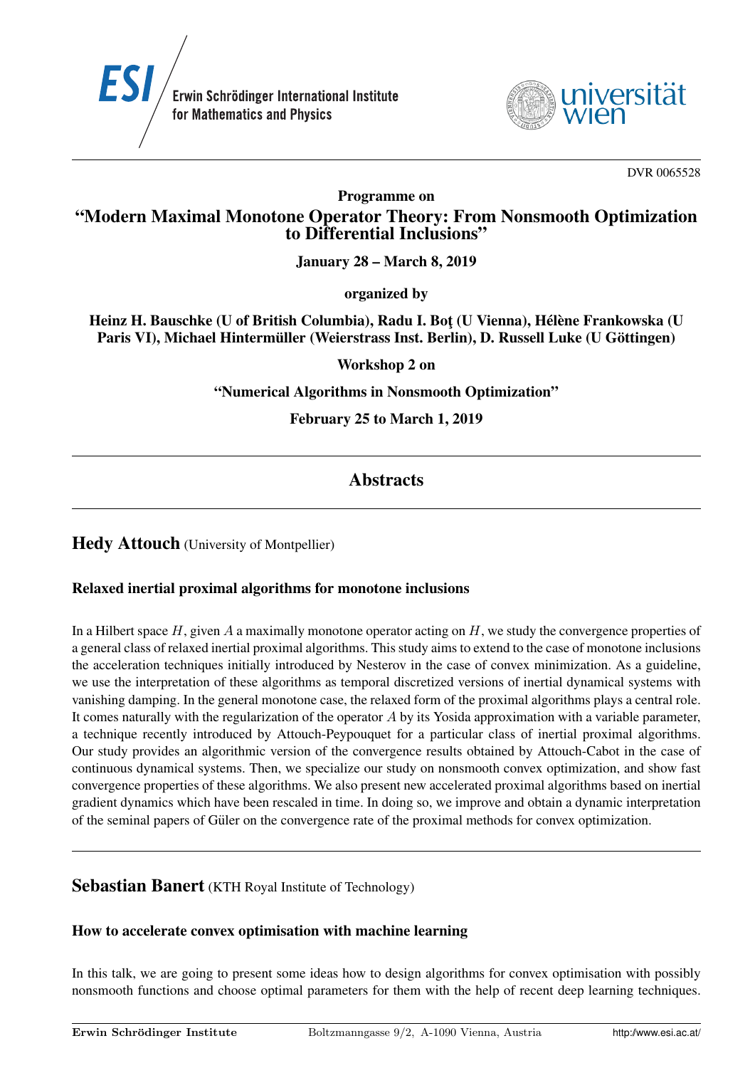DVR 0065528

Programme on

# "Modern Maximal Monotone Operator Theory: From Nonsmooth Optimization to Differential Inclusions"

**January 28 – March 8, 2019**

**organized by**

**Heinz H. Bauschke (U of British Columbia), Radu I. Boţ (U Vienna), Hélène Frankowska (U Paris VI), Michael Hintermüller (Weierstrass Inst. Berlin), D. Russell Luke (U Göttingen)**

**Workshop 2 on**

**"Numerical Algorithms in Nonsmooth Optimization"**

**February 25 to March 1, 2019**

---

## Abstracts

---

## Hedy Attouch (University of Montpellier)

### Relaxed inertial proximal algorithms for monotone inclusions

In a Hilbert space $H$, given $A$ a maximally monotone operator acting on $H$, we study the convergence properties of a general class of relaxed inertial proximal algorithms. This study aims to extend to the case of monotone inclusions the acceleration techniques initially introduced by Nesterov in the case of convex minimization. As a guideline, we use the interpretation of these algorithms as temporal discretized versions of inertial dynamical systems with vanishing damping. In the general monotone case, the relaxed form of the proximal algorithms plays a central role. It comes naturally with the regularization of the operator $A$ by its Yosida approximation with a variable parameter, a technique recently introduced by Attouch-Peypouquet for a particular class of inertial proximal algorithms. Our study provides an algorithmic version of the convergence results obtained by Attouch-Cabot in the case of continuous dynamical systems. Then, we specialize our study on nonsmooth convex optimization, and show fast convergence properties of these algorithms. We also present new accelerated proximal algorithms based on inertial gradient dynamics which have been rescaled in time. In doing so, we improve and obtain a dynamic interpretation of the seminal papers of Güler on the convergence rate of the proximal methods for convex optimization.

---

## Sebastian Banert (KTH Royal Institute of Technology)

### How to accelerate convex optimisation with machine learning

In this talk, we are going to present some ideas how to design algorithms for convex optimisation with possibly nonsmooth functions and choose optimal parameters for them with the help of recent deep learning techniques.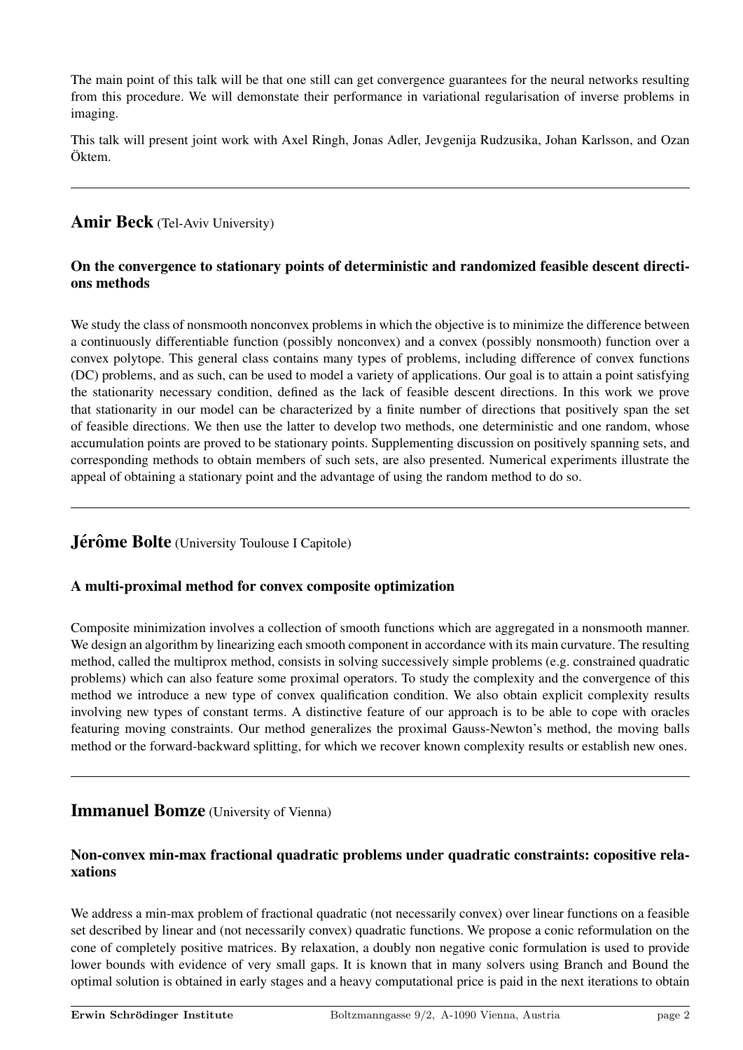The main point of this talk will be that one still can get convergence guarantees for the neural networks resulting from this procedure. We will demonstate their performance in variational regularisation of inverse problems in imaging.

This talk will present joint work with Axel Ringh, Jonas Adler, Jevgenija Rudzusika, Johan Karlsson, and Ozan Öktem.

---

## Amir Beck (Tel-Aviv University)

### On the convergence to stationary points of deterministic and randomized feasible descent directions methods

We study the class of nonsmooth nonconvex problems in which the objective is to minimize the difference between a continuously differentiable function (possibly nonconvex) and a convex (possibly nonsmooth) function over a convex polytope. This general class contains many types of problems, including difference of convex functions (DC) problems, and as such, can be used to model a variety of applications. Our goal is to attain a point satisfying the stationarity necessary condition, defined as the lack of feasible descent directions. In this work we prove that stationarity in our model can be characterized by a finite number of directions that positively span the set of feasible directions. We then use the latter to develop two methods, one deterministic and one random, whose accumulation points are proved to be stationary points. Supplementing discussion on positively spanning sets, and corresponding methods to obtain members of such sets, are also presented. Numerical experiments illustrate the appeal of obtaining a stationary point and the advantage of using the random method to do so.

---

## Jérôme Bolte (University Toulouse I Capitole)

### A multi-proximal method for convex composite optimization

Composite minimization involves a collection of smooth functions which are aggregated in a nonsmooth manner. We design an algorithm by linearizing each smooth component in accordance with its main curvature. The resulting method, called the multiprox method, consists in solving successively simple problems (e.g. constrained quadratic problems) which can also feature some proximal operators. To study the complexity and the convergence of this method we introduce a new type of convex qualification condition. We also obtain explicit complexity results involving new types of constant terms. A distinctive feature of our approach is to be able to cope with oracles featuring moving constraints. Our method generalizes the proximal Gauss-Newton's method, the moving balls method or the forward-backward splitting, for which we recover known complexity results or establish new ones.

---

## Immanuel Bomze (University of Vienna)

### Non-convex min-max fractional quadratic problems under quadratic constraints: copositive relaxations

We address a min-max problem of fractional quadratic (not necessarily convex) over linear functions on a feasible set described by linear and (not necessarily convex) quadratic functions. We propose a conic reformulation on the cone of completely positive matrices. By relaxation, a doubly non negative conic formulation is used to provide lower bounds with evidence of very small gaps. It is known that in many solvers using Branch and Bound the optimal solution is obtained in early stages and a heavy computational price is paid in the next iterations to obtain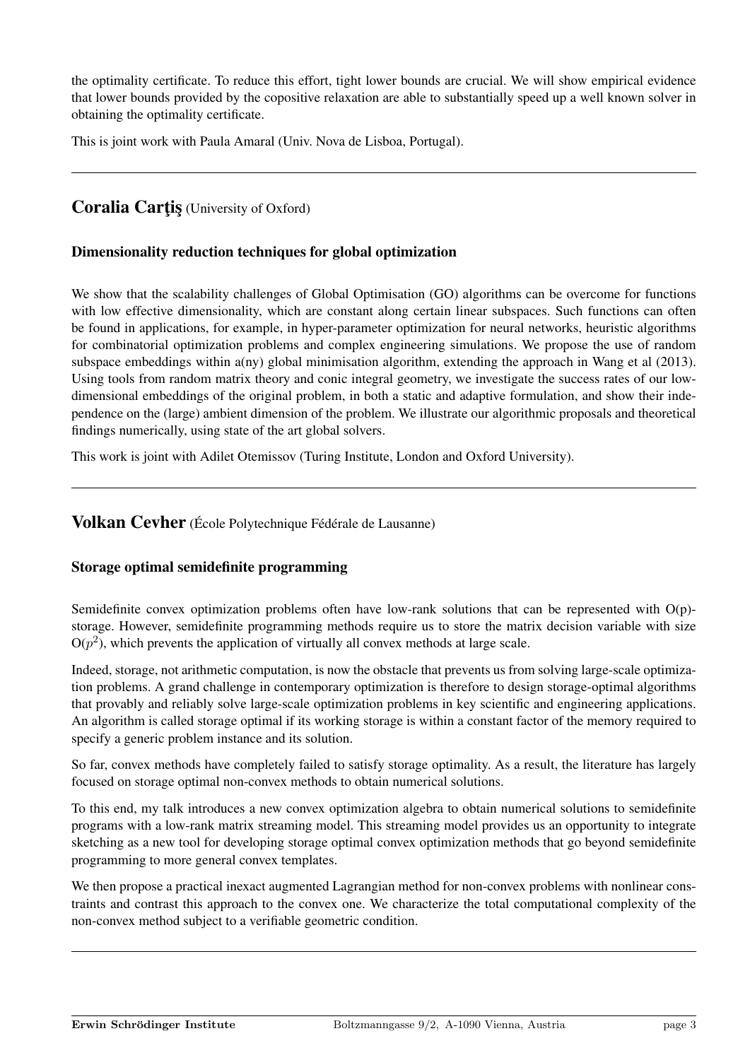the optimality certificate. To reduce this effort, tight lower bounds are crucial. We will show empirical evidence that lower bounds provided by the copositive relaxation are able to substantially speed up a well known solver in obtaining the optimality certificate.

This is joint work with Paula Amaral (Univ. Nova de Lisboa, Portugal).

---

## Coralia Carţiş (University of Oxford)

### Dimensionality reduction techniques for global optimization

We show that the scalability challenges of Global Optimisation (GO) algorithms can be overcome for functions with low effective dimensionality, which are constant along certain linear subspaces. Such functions can often be found in applications, for example, in hyper-parameter optimization for neural networks, heuristic algorithms for combinatorial optimization problems and complex engineering simulations. We propose the use of random subspace embeddings within a(ny) global minimisation algorithm, extending the approach in Wang et al (2013). Using tools from random matrix theory and conic integral geometry, we investigate the success rates of our low-dimensional embeddings of the original problem, in both a static and adaptive formulation, and show their independence on the (large) ambient dimension of the problem. We illustrate our algorithmic proposals and theoretical findings numerically, using state of the art global solvers.

This work is joint with Adilet Otemissov (Turing Institute, London and Oxford University).

---

## Volkan Cevher (École Polytechnique Fédérale de Lausanne)

### Storage optimal semidefinite programming

Semidefinite convex optimization problems often have low-rank solutions that can be represented with O(p)-storage. However, semidefinite programming methods require us to store the matrix decision variable with size $O(p^2)$, which prevents the application of virtually all convex methods at large scale.

Indeed, storage, not arithmetic computation, is now the obstacle that prevents us from solving large-scale optimization problems. A grand challenge in contemporary optimization is therefore to design storage-optimal algorithms that provably and reliably solve large-scale optimization problems in key scientific and engineering applications. An algorithm is called storage optimal if its working storage is within a constant factor of the memory required to specify a generic problem instance and its solution.

So far, convex methods have completely failed to satisfy storage optimality. As a result, the literature has largely focused on storage optimal non-convex methods to obtain numerical solutions.

To this end, my talk introduces a new convex optimization algebra to obtain numerical solutions to semidefinite programs with a low-rank matrix streaming model. This streaming model provides us an opportunity to integrate sketching as a new tool for developing storage optimal convex optimization methods that go beyond semidefinite programming to more general convex templates.

We then propose a practical inexact augmented Lagrangian method for non-convex problems with nonlinear constraints and contrast this approach to the convex one. We characterize the total computational complexity of the non-convex method subject to a verifiable geometric condition.

---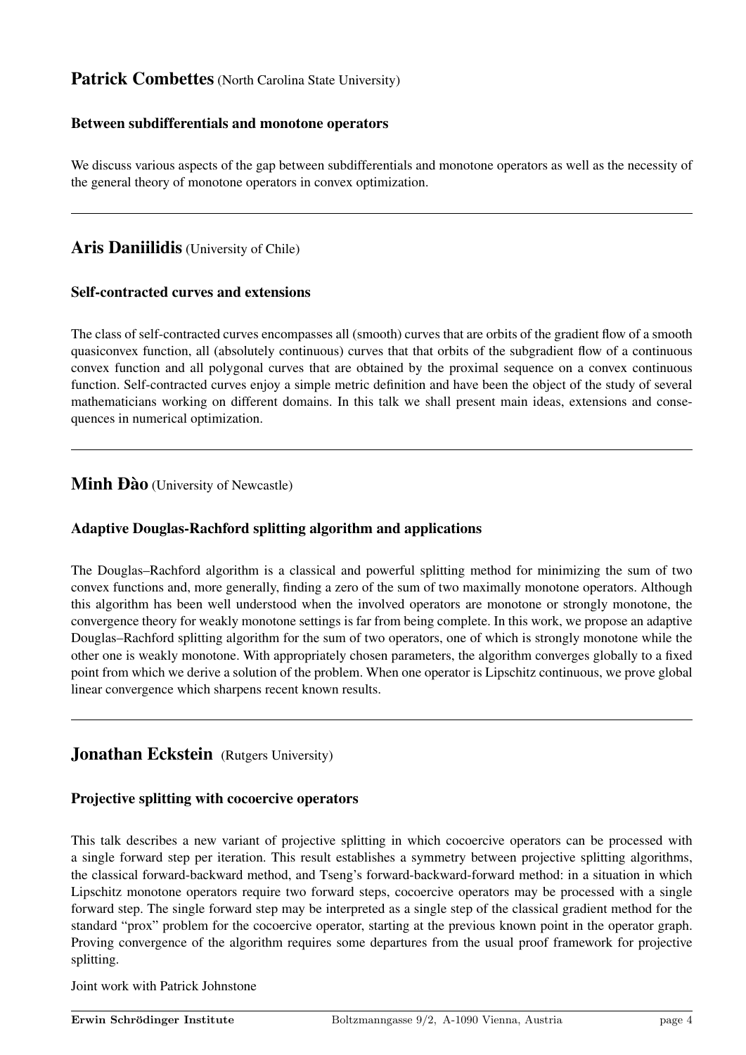## Patrick Combettes (North Carolina State University)

### Between subdifferentials and monotone operators

We discuss various aspects of the gap between subdifferentials and monotone operators as well as the necessity of the general theory of monotone operators in convex optimization.

---

## Aris Daniilidis (University of Chile)

### Self-contracted curves and extensions

The class of self-contracted curves encompasses all (smooth) curves that are orbits of the gradient flow of a smooth quasiconvex function, all (absolutely continuous) curves that that orbits of the subgradient flow of a continuous convex function and all polygonal curves that are obtained by the proximal sequence on a convex continuous function. Self-contracted curves enjoy a simple metric definition and have been the object of the study of several mathematicians working on different domains. In this talk we shall present main ideas, extensions and consequences in numerical optimization.

---

## Minh Đào (University of Newcastle)

### Adaptive Douglas-Rachford splitting algorithm and applications

The Douglas–Rachford algorithm is a classical and powerful splitting method for minimizing the sum of two convex functions and, more generally, finding a zero of the sum of two maximally monotone operators. Although this algorithm has been well understood when the involved operators are monotone or strongly monotone, the convergence theory for weakly monotone settings is far from being complete. In this work, we propose an adaptive Douglas–Rachford splitting algorithm for the sum of two operators, one of which is strongly monotone while the other one is weakly monotone. With appropriately chosen parameters, the algorithm converges globally to a fixed point from which we derive a solution of the problem. When one operator is Lipschitz continuous, we prove global linear convergence which sharpens recent known results.

---

## Jonathan Eckstein (Rutgers University)

### Projective splitting with cocoercive operators

This talk describes a new variant of projective splitting in which cocoercive operators can be processed with a single forward step per iteration. This result establishes a symmetry between projective splitting algorithms, the classical forward-backward method, and Tseng's forward-backward-forward method: in a situation in which Lipschitz monotone operators require two forward steps, cocoercive operators may be processed with a single forward step. The single forward step may be interpreted as a single step of the classical gradient method for the standard "prox" problem for the cocoercive operator, starting at the previous known point in the operator graph. Proving convergence of the algorithm requires some departures from the usual proof framework for projective splitting.

Joint work with Patrick Johnstone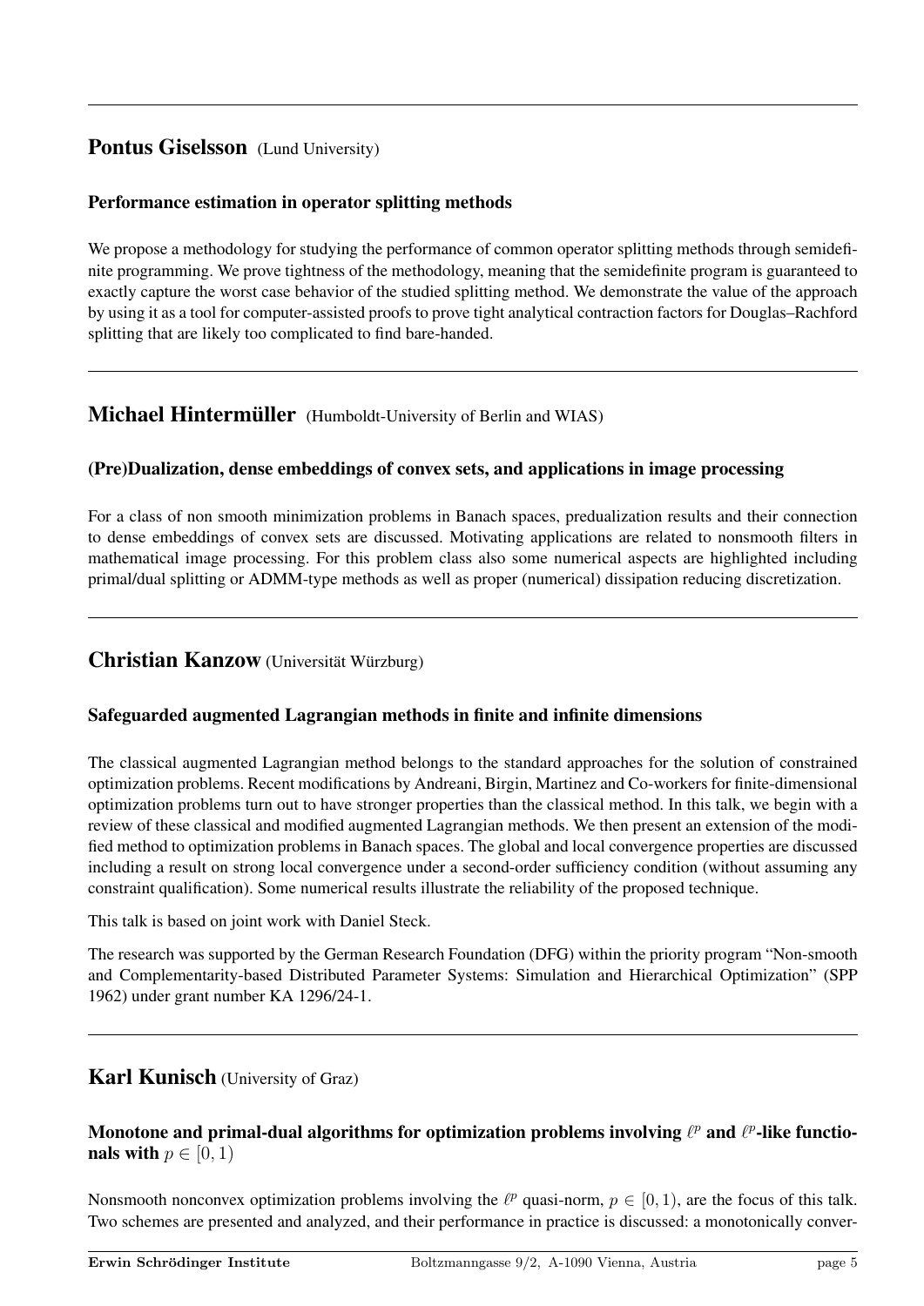## Pontus Giselsson (Lund University)

### Performance estimation in operator splitting methods

We propose a methodology for studying the performance of common operator splitting methods through semidefinite programming. We prove tightness of the methodology, meaning that the semidefinite program is guaranteed to exactly capture the worst case behavior of the studied splitting method. We demonstrate the value of the approach by using it as a tool for computer-assisted proofs to prove tight analytical contraction factors for Douglas–Rachford splitting that are likely too complicated to find bare-handed.

---

## Michael Hintermüller (Humboldt-University of Berlin and WIAS)

### (Pre)Dualization, dense embeddings of convex sets, and applications in image processing

For a class of non smooth minimization problems in Banach spaces, predualization results and their connection to dense embeddings of convex sets are discussed. Motivating applications are related to nonsmooth filters in mathematical image processing. For this problem class also some numerical aspects are highlighted including primal/dual splitting or ADMM-type methods as well as proper (numerical) dissipation reducing discretization.

---

## Christian Kanzow (Universität Würzburg)

### Safeguarded augmented Lagrangian methods in finite and infinite dimensions

The classical augmented Lagrangian method belongs to the standard approaches for the solution of constrained optimization problems. Recent modifications by Andreani, Birgin, Martinez and Co-workers for finite-dimensional optimization problems turn out to have stronger properties than the classical method. In this talk, we begin with a review of these classical and modified augmented Lagrangian methods. We then present an extension of the modified method to optimization problems in Banach spaces. The global and local convergence properties are discussed including a result on strong local convergence under a second-order sufficiency condition (without assuming any constraint qualification). Some numerical results illustrate the reliability of the proposed technique.

This talk is based on joint work with Daniel Steck.

The research was supported by the German Research Foundation (DFG) within the priority program "Non-smooth and Complementarity-based Distributed Parameter Systems: Simulation and Hierarchical Optimization" (SPP 1962) under grant number KA 1296/24-1.

---

## Karl Kunisch (University of Graz)

### Monotone and primal-dual algorithms for optimization problems involving $\ell^p$ and $\ell^p$-like functionals with $p \in [0, 1)$

Nonsmooth nonconvex optimization problems involving the $\ell^p$ quasi-norm, $p \in [0, 1)$, are the focus of this talk. Two schemes are presented and analyzed, and their performance in practice is discussed: a monotonically conver-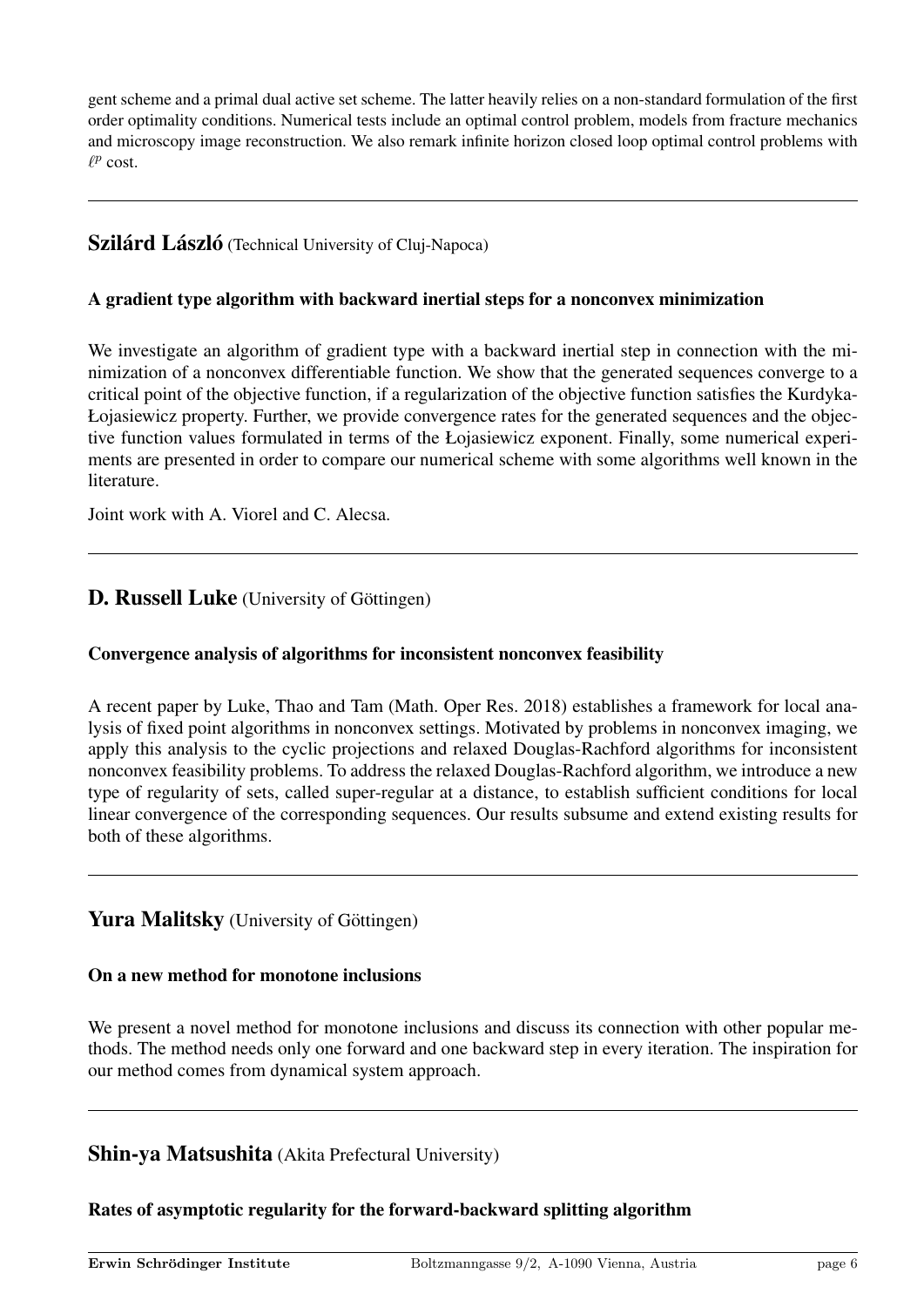gent scheme and a primal dual active set scheme. The latter heavily relies on a non-standard formulation of the first order optimality conditions. Numerical tests include an optimal control problem, models from fracture mechanics and microscopy image reconstruction. We also remark infinite horizon closed loop optimal control problems with $\ell^p$ cost.

---

## Szilárd László (Technical University of Cluj-Napoca)

### A gradient type algorithm with backward inertial steps for a nonconvex minimization

We investigate an algorithm of gradient type with a backward inertial step in connection with the minimization of a nonconvex differentiable function. We show that the generated sequences converge to a critical point of the objective function, if a regularization of the objective function satisfies the Kurdyka-Łojasiewicz property. Further, we provide convergence rates for the generated sequences and the objective function values formulated in terms of the Łojasiewicz exponent. Finally, some numerical experiments are presented in order to compare our numerical scheme with some algorithms well known in the literature.

Joint work with A. Viorel and C. Alecsa.

---

## D. Russell Luke (University of Göttingen)

### Convergence analysis of algorithms for inconsistent nonconvex feasibility

A recent paper by Luke, Thao and Tam (Math. Oper Res. 2018) establishes a framework for local analysis of fixed point algorithms in nonconvex settings. Motivated by problems in nonconvex imaging, we apply this analysis to the cyclic projections and relaxed Douglas-Rachford algorithms for inconsistent nonconvex feasibility problems. To address the relaxed Douglas-Rachford algorithm, we introduce a new type of regularity of sets, called super-regular at a distance, to establish sufficient conditions for local linear convergence of the corresponding sequences. Our results subsume and extend existing results for both of these algorithms.

---

## Yura Malitsky (University of Göttingen)

### On a new method for monotone inclusions

We present a novel method for monotone inclusions and discuss its connection with other popular methods. The method needs only one forward and one backward step in every iteration. The inspiration for our method comes from dynamical system approach.

---

## Shin-ya Matsushita (Akita Prefectural University)

### Rates of asymptotic regularity for the forward-backward splitting algorithm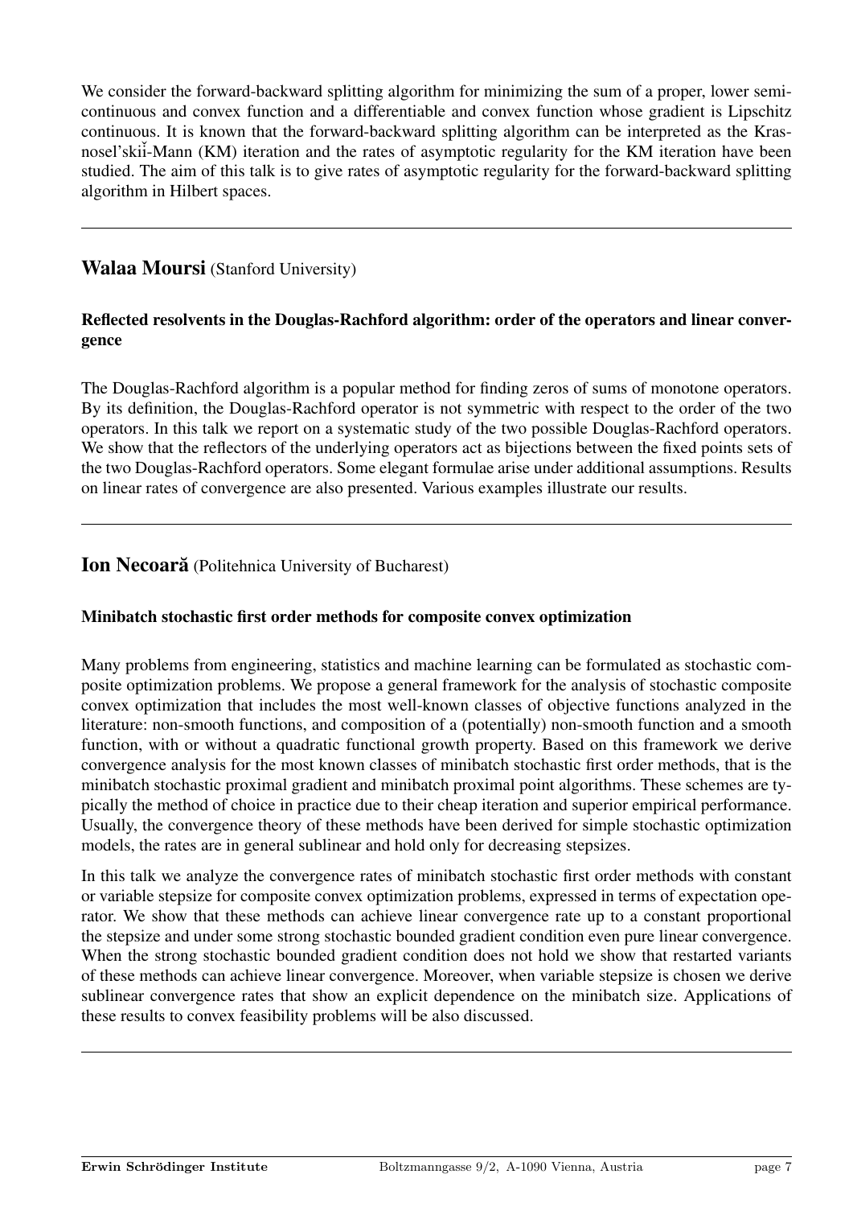We consider the forward-backward splitting algorithm for minimizing the sum of a proper, lower semi-continuous and convex function and a differentiable and convex function whose gradient is Lipschitz continuous. It is known that the forward-backward splitting algorithm can be interpreted as the Krasnosel'skiĭ-Mann (KM) iteration and the rates of asymptotic regularity for the KM iteration have been studied. The aim of this talk is to give rates of asymptotic regularity for the forward-backward splitting algorithm in Hilbert spaces.

---

## Walaa Moursi (Stanford University)

### Reflected resolvents in the Douglas-Rachford algorithm: order of the operators and linear convergence

The Douglas-Rachford algorithm is a popular method for finding zeros of sums of monotone operators. By its definition, the Douglas-Rachford operator is not symmetric with respect to the order of the two operators. In this talk we report on a systematic study of the two possible Douglas-Rachford operators. We show that the reflectors of the underlying operators act as bijections between the fixed points sets of the two Douglas-Rachford operators. Some elegant formulae arise under additional assumptions. Results on linear rates of convergence are also presented. Various examples illustrate our results.

---

## Ion Necoară (Politehnica University of Bucharest)

### Minibatch stochastic first order methods for composite convex optimization

Many problems from engineering, statistics and machine learning can be formulated as stochastic composite optimization problems. We propose a general framework for the analysis of stochastic composite convex optimization that includes the most well-known classes of objective functions analyzed in the literature: non-smooth functions, and composition of a (potentially) non-smooth function and a smooth function, with or without a quadratic functional growth property. Based on this framework we derive convergence analysis for the most known classes of minibatch stochastic first order methods, that is the minibatch stochastic proximal gradient and minibatch proximal point algorithms. These schemes are typically the method of choice in practice due to their cheap iteration and superior empirical performance. Usually, the convergence theory of these methods have been derived for simple stochastic optimization models, the rates are in general sublinear and hold only for decreasing stepsizes.

In this talk we analyze the convergence rates of minibatch stochastic first order methods with constant or variable stepsize for composite convex optimization problems, expressed in terms of expectation operator. We show that these methods can achieve linear convergence rate up to a constant proportional the stepsize and under some strong stochastic bounded gradient condition even pure linear convergence. When the strong stochastic bounded gradient condition does not hold we show that restarted variants of these methods can achieve linear convergence. Moreover, when variable stepsize is chosen we derive sublinear convergence rates that show an explicit dependence on the minibatch size. Applications of these results to convex feasibility problems will be also discussed.

---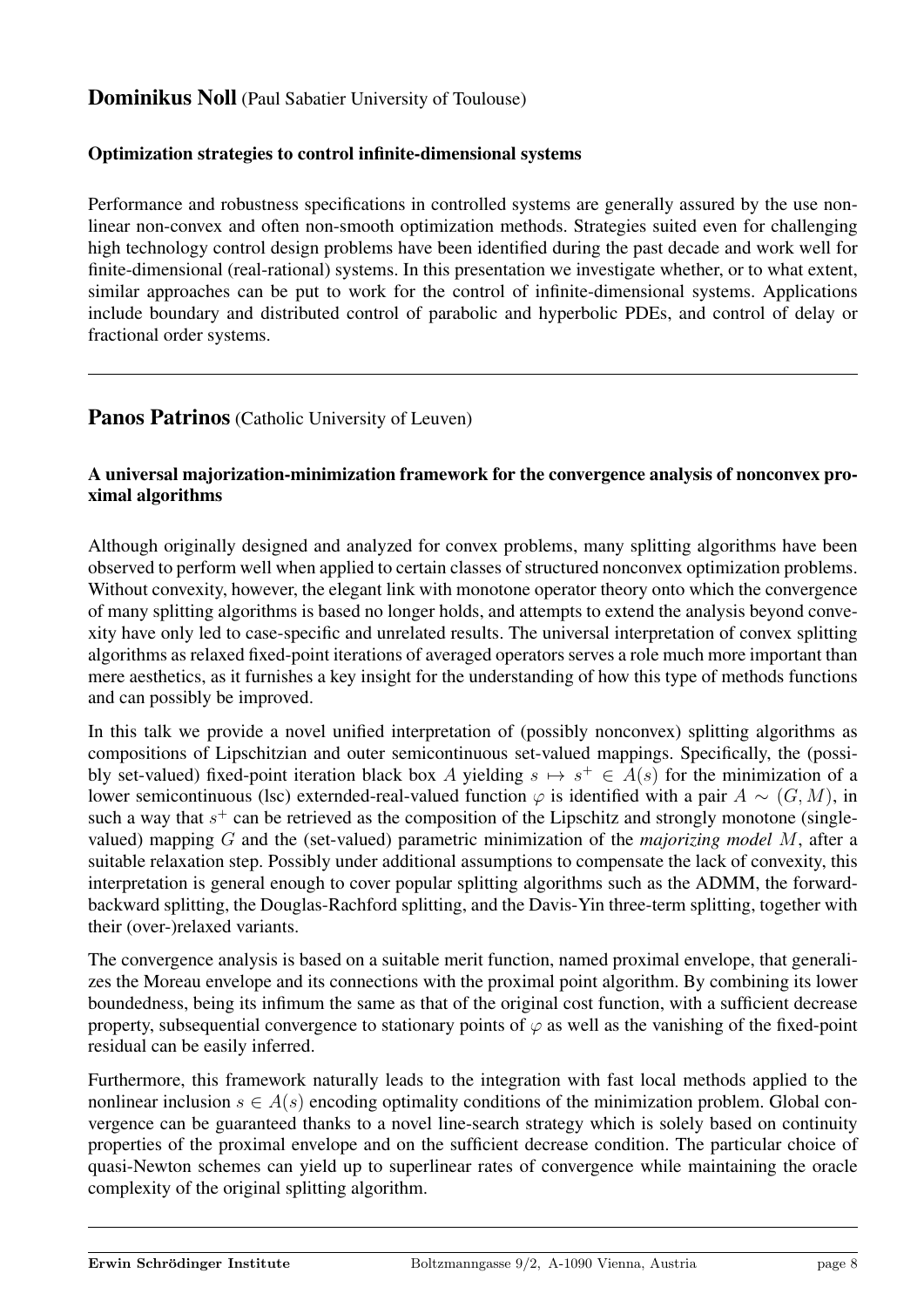## **Dominikus Noll** (Paul Sabatier University of Toulouse)

### Optimization strategies to control infinite-dimensional systems

Performance and robustness specifications in controlled systems are generally assured by the use nonlinear non-convex and often non-smooth optimization methods. Strategies suited even for challenging high technology control design problems have been identified during the past decade and work well for finite-dimensional (real-rational) systems. In this presentation we investigate whether, or to what extent, similar approaches can be put to work for the control of infinite-dimensional systems. Applications include boundary and distributed control of parabolic and hyperbolic PDEs, and control of delay or fractional order systems.

---

## **Panos Patrinos** (Catholic University of Leuven)

### A universal majorization-minimization framework for the convergence analysis of nonconvex proximal algorithms

Although originally designed and analyzed for convex problems, many splitting algorithms have been observed to perform well when applied to certain classes of structured nonconvex optimization problems. Without convexity, however, the elegant link with monotone operator theory onto which the convergence of many splitting algorithms is based no longer holds, and attempts to extend the analysis beyond convexity have only led to case-specific and unrelated results. The universal interpretation of convex splitting algorithms as relaxed fixed-point iterations of averaged operators serves a role much more important than mere aesthetics, as it furnishes a key insight for the understanding of how this type of methods functions and can possibly be improved.

In this talk we provide a novel unified interpretation of (possibly nonconvex) splitting algorithms as compositions of Lipschitzian and outer semicontinuous set-valued mappings. Specifically, the (possibly set-valued) fixed-point iteration black box $A$ yielding $s \mapsto s^+ \in A(s)$ for the minimization of a lower semicontinuous (lsc) externded-real-valued function $\varphi$ is identified with a pair $A \sim (G, M)$, in such a way that $s^+$ can be retrieved as the composition of the Lipschitz and strongly monotone (single-valued) mapping $G$ and the (set-valued) parametric minimization of the *majorizing model* $M$, after a suitable relaxation step. Possibly under additional assumptions to compensate the lack of convexity, this interpretation is general enough to cover popular splitting algorithms such as the ADMM, the forward-backward splitting, the Douglas-Rachford splitting, and the Davis-Yin three-term splitting, together with their (over-)relaxed variants.

The convergence analysis is based on a suitable merit function, named proximal envelope, that generalizes the Moreau envelope and its connections with the proximal point algorithm. By combining its lower boundedness, being its infimum the same as that of the original cost function, with a sufficient decrease property, subsequential convergence to stationary points of $\varphi$ as well as the vanishing of the fixed-point residual can be easily inferred.

Furthermore, this framework naturally leads to the integration with fast local methods applied to the nonlinear inclusion $s \in A(s)$ encoding optimality conditions of the minimization problem. Global convergence can be guaranteed thanks to a novel line-search strategy which is solely based on continuity properties of the proximal envelope and on the sufficient decrease condition. The particular choice of quasi-Newton schemes can yield up to superlinear rates of convergence while maintaining the oracle complexity of the original splitting algorithm.

---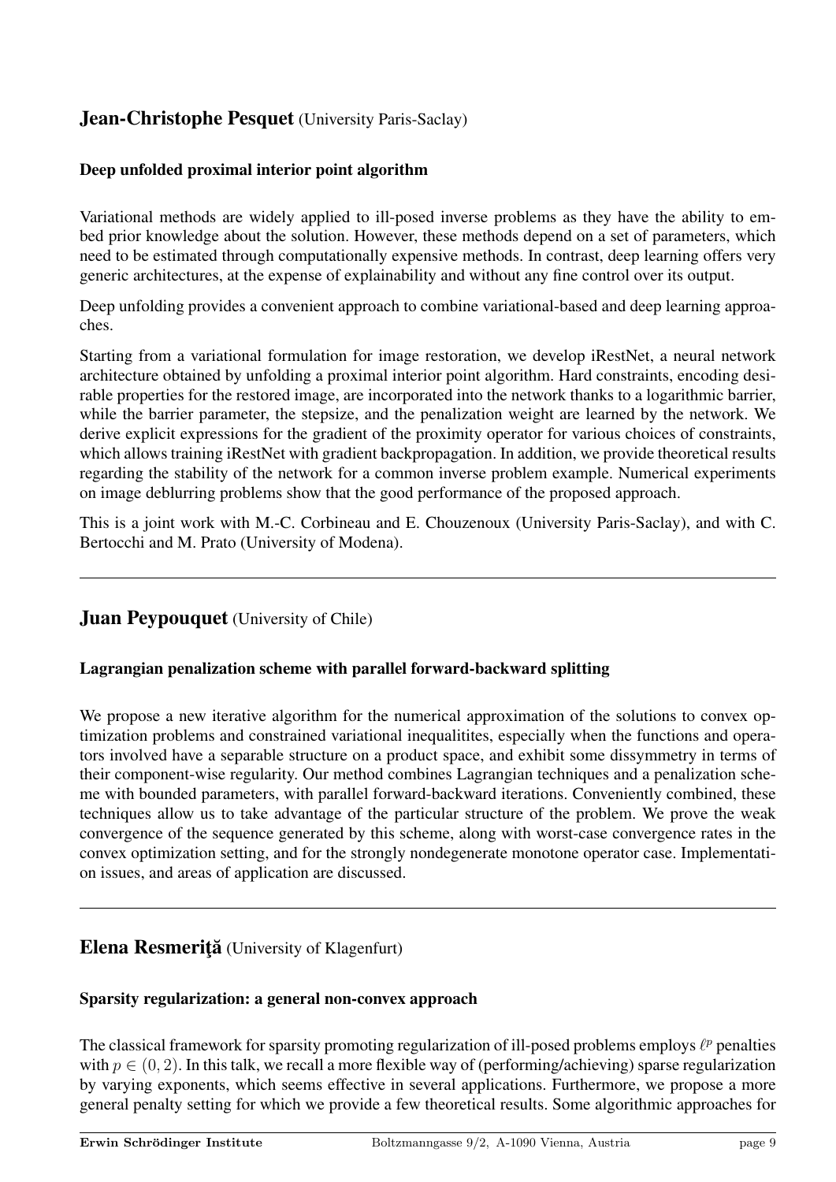## Jean-Christophe Pesquet (University Paris-Saclay)

### Deep unfolded proximal interior point algorithm

Variational methods are widely applied to ill-posed inverse problems as they have the ability to embed prior knowledge about the solution. However, these methods depend on a set of parameters, which need to be estimated through computationally expensive methods. In contrast, deep learning offers very generic architectures, at the expense of explainability and without any fine control over its output.

Deep unfolding provides a convenient approach to combine variational-based and deep learning approaches.

Starting from a variational formulation for image restoration, we develop iRestNet, a neural network architecture obtained by unfolding a proximal interior point algorithm. Hard constraints, encoding desirable properties for the restored image, are incorporated into the network thanks to a logarithmic barrier, while the barrier parameter, the stepsize, and the penalization weight are learned by the network. We derive explicit expressions for the gradient of the proximity operator for various choices of constraints, which allows training iRestNet with gradient backpropagation. In addition, we provide theoretical results regarding the stability of the network for a common inverse problem example. Numerical experiments on image deblurring problems show that the good performance of the proposed approach.

This is a joint work with M.-C. Corbineau and E. Chouzenoux (University Paris-Saclay), and with C. Bertocchi and M. Prato (University of Modena).

---

## Juan Peypouquet (University of Chile)

### Lagrangian penalization scheme with parallel forward-backward splitting

We propose a new iterative algorithm for the numerical approximation of the solutions to convex optimization problems and constrained variational inequalitites, especially when the functions and operators involved have a separable structure on a product space, and exhibit some dissymmetry in terms of their component-wise regularity. Our method combines Lagrangian techniques and a penalization scheme with bounded parameters, with parallel forward-backward iterations. Conveniently combined, these techniques allow us to take advantage of the particular structure of the problem. We prove the weak convergence of the sequence generated by this scheme, along with worst-case convergence rates in the convex optimization setting, and for the strongly nondegenerate monotone operator case. Implementation issues, and areas of application are discussed.

---

## Elena Resmeriţă (University of Klagenfurt)

### Sparsity regularization: a general non-convex approach

The classical framework for sparsity promoting regularization of ill-posed problems employs $\ell^p$ penalties with $p \in (0, 2)$. In this talk, we recall a more flexible way of (performing/achieving) sparse regularization by varying exponents, which seems effective in several applications. Furthermore, we propose a more general penalty setting for which we provide a few theoretical results. Some algorithmic approaches for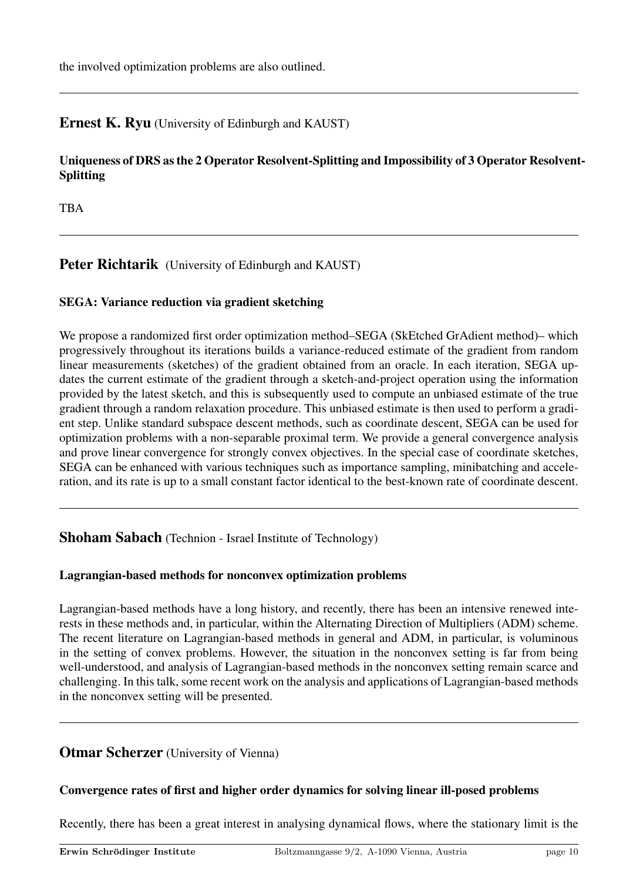the involved optimization problems are also outlined.

---

## Ernest K. Ryu (University of Edinburgh and KAUST)

### Uniqueness of DRS as the 2 Operator Resolvent-Splitting and Impossibility of 3 Operator Resolvent-Splitting

TBA

---

## Peter Richtarik (University of Edinburgh and KAUST)

### SEGA: Variance reduction via gradient sketching

We propose a randomized first order optimization method–SEGA (SkEtched GrAdient method)– which progressively throughout its iterations builds a variance-reduced estimate of the gradient from random linear measurements (sketches) of the gradient obtained from an oracle. In each iteration, SEGA updates the current estimate of the gradient through a sketch-and-project operation using the information provided by the latest sketch, and this is subsequently used to compute an unbiased estimate of the true gradient through a random relaxation procedure. This unbiased estimate is then used to perform a gradient step. Unlike standard subspace descent methods, such as coordinate descent, SEGA can be used for optimization problems with a non-separable proximal term. We provide a general convergence analysis and prove linear convergence for strongly convex objectives. In the special case of coordinate sketches, SEGA can be enhanced with various techniques such as importance sampling, minibatching and acceleration, and its rate is up to a small constant factor identical to the best-known rate of coordinate descent.

---

## Shoham Sabach (Technion - Israel Institute of Technology)

### Lagrangian-based methods for nonconvex optimization problems

Lagrangian-based methods have a long history, and recently, there has been an intensive renewed interests in these methods and, in particular, within the Alternating Direction of Multipliers (ADM) scheme. The recent literature on Lagrangian-based methods in general and ADM, in particular, is voluminous in the setting of convex problems. However, the situation in the nonconvex setting is far from being well-understood, and analysis of Lagrangian-based methods in the nonconvex setting remain scarce and challenging. In this talk, some recent work on the analysis and applications of Lagrangian-based methods in the nonconvex setting will be presented.

---

## Otmar Scherzer (University of Vienna)

### Convergence rates of first and higher order dynamics for solving linear ill-posed problems

Recently, there has been a great interest in analysing dynamical flows, where the stationary limit is the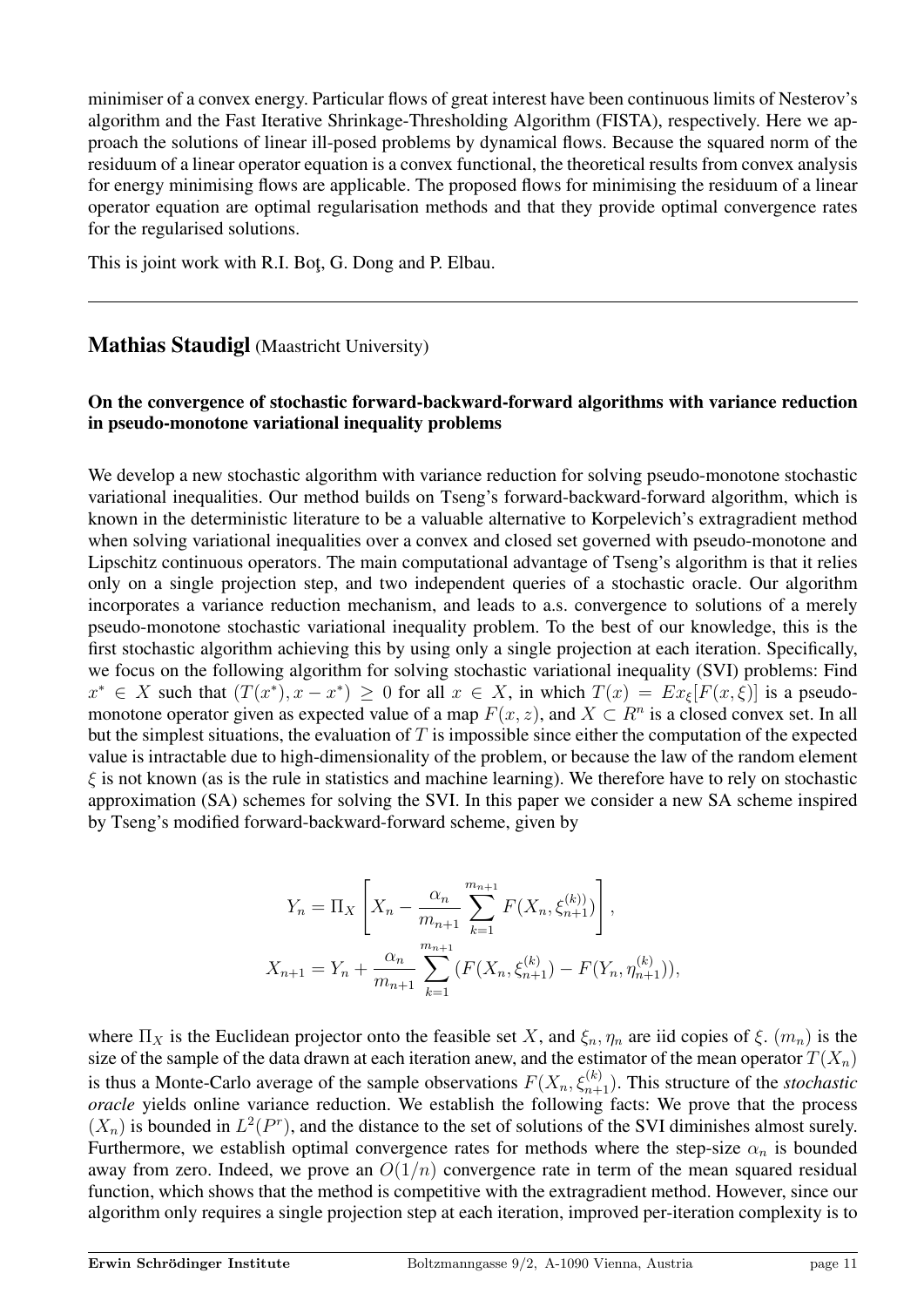minimiser of a convex energy. Particular flows of great interest have been continuous limits of Nesterov's algorithm and the Fast Iterative Shrinkage-Thresholding Algorithm (FISTA), respectively. Here we approach the solutions of linear ill-posed problems by dynamical flows. Because the squared norm of the residuum of a linear operator equation is a convex functional, the theoretical results from convex analysis for energy minimising flows are applicable. The proposed flows for minimising the residuum of a linear operator equation are optimal regularisation methods and that they provide optimal convergence rates for the regularised solutions.

This is joint work with R.I. Boţ, G. Dong and P. Elbau.

---

## Mathias Staudigl (Maastricht University)

### On the convergence of stochastic forward-backward-forward algorithms with variance reduction in pseudo-monotone variational inequality problems

We develop a new stochastic algorithm with variance reduction for solving pseudo-monotone stochastic variational inequalities. Our method builds on Tseng's forward-backward-forward algorithm, which is known in the deterministic literature to be a valuable alternative to Korpelevich's extragradient method when solving variational inequalities over a convex and closed set governed with pseudo-monotone and Lipschitz continuous operators. The main computational advantage of Tseng's algorithm is that it relies only on a single projection step, and two independent queries of a stochastic oracle. Our algorithm incorporates a variance reduction mechanism, and leads to a.s. convergence to solutions of a merely pseudo-monotone stochastic variational inequality problem. To the best of our knowledge, this is the first stochastic algorithm achieving this by using only a single projection at each iteration. Specifically, we focus on the following algorithm for solving stochastic variational inequality (SVI) problems: Find $x^* \in X$ such that $(T(x^*), x - x^*) \geq 0$ for all $x \in X$, in which $T(x) = Ex_\xi[F(x, \xi)]$ is a pseudo-monotone operator given as expected value of a map $F(x, z)$, and $X \subset R^n$ is a closed convex set. In all but the simplest situations, the evaluation of $T$ is impossible since either the computation of the expected value is intractable due to high-dimensionality of the problem, or because the law of the random element $\xi$ is not known (as is the rule in statistics and machine learning). We therefore have to rely on stochastic approximation (SA) schemes for solving the SVI. In this paper we consider a new SA scheme inspired by Tseng's modified forward-backward-forward scheme, given by

$$
\begin{aligned}
Y_n &= \Pi_X \left[ X_n - \frac{\alpha_n}{m_{n+1}} \sum_{k=1}^{m_{n+1}} F(X_n, \xi_{n+1}^{(k))}) \right], \\
X_{n+1} &= Y_n + \frac{\alpha_n}{m_{n+1}} \sum_{k=1}^{m_{n+1}} (F(X_n, \xi_{n+1}^{(k)}) - F(Y_n, \eta_{n+1}^{(k)})),
\end{aligned}
$$

where $\Pi_X$ is the Euclidean projector onto the feasible set $X$, and $\xi_n, \eta_n$ are iid copies of $\xi$. $(m_n)$ is the size of the sample of the data drawn at each iteration anew, and the estimator of the mean operator $T(X_n)$ is thus a Monte-Carlo average of the sample observations $F(X_n, \xi_{n+1}^{(k)})$. This structure of the *stochastic oracle* yields online variance reduction. We establish the following facts: We prove that the process $(X_n)$ is bounded in $L^2(P^r)$, and the distance to the set of solutions of the SVI diminishes almost surely. Furthermore, we establish optimal convergence rates for methods where the step-size $\alpha_n$ is bounded away from zero. Indeed, we prove an $O(1/n)$ convergence rate in term of the mean squared residual function, which shows that the method is competitive with the extragradient method. However, since our algorithm only requires a single projection step at each iteration, improved per-iteration complexity is to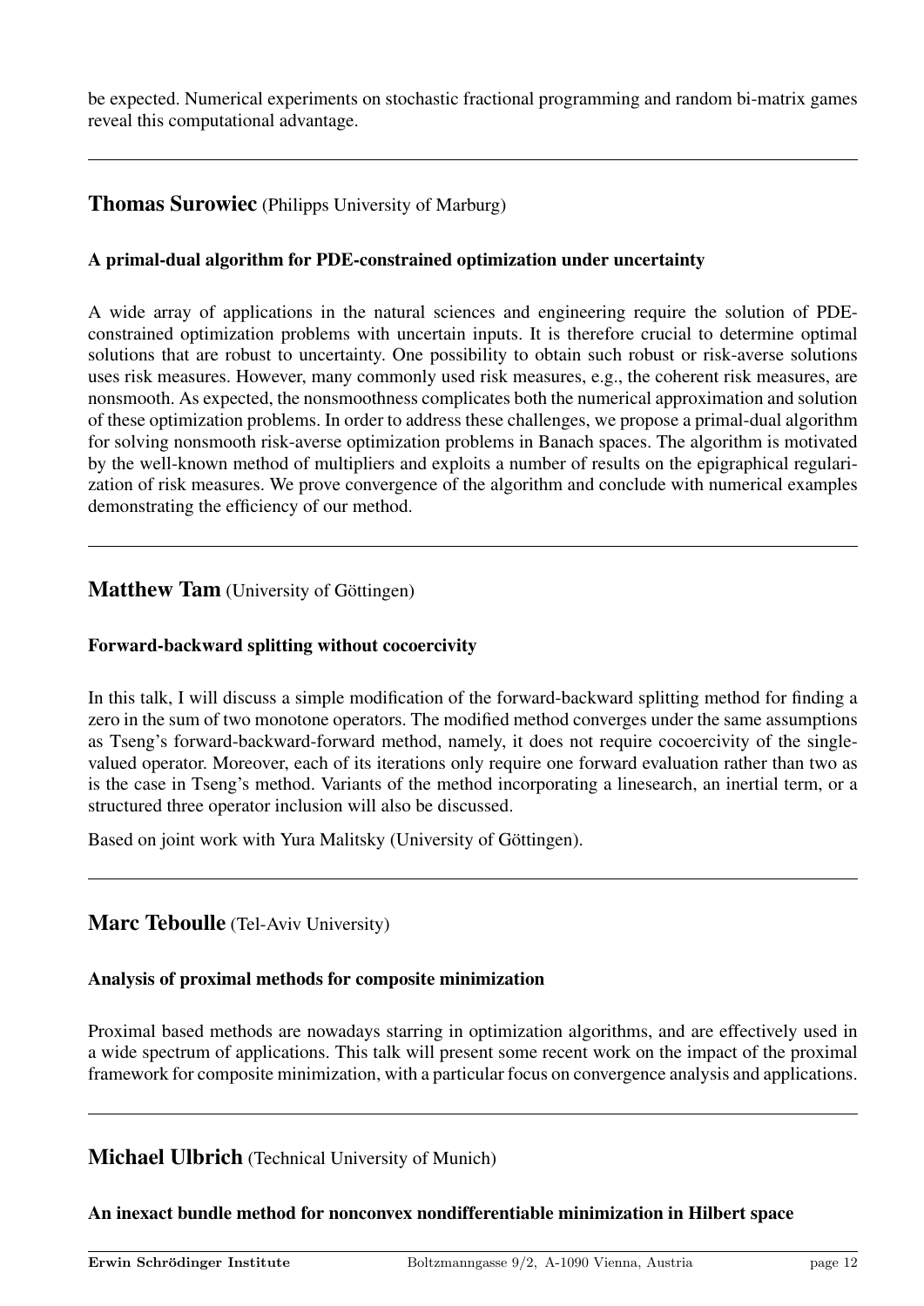be expected. Numerical experiments on stochastic fractional programming and random bi-matrix games reveal this computational advantage.

---

## Thomas Surowiec (Philipps University of Marburg)

### A primal-dual algorithm for PDE-constrained optimization under uncertainty

A wide array of applications in the natural sciences and engineering require the solution of PDE-constrained optimization problems with uncertain inputs. It is therefore crucial to determine optimal solutions that are robust to uncertainty. One possibility to obtain such robust or risk-averse solutions uses risk measures. However, many commonly used risk measures, e.g., the coherent risk measures, are nonsmooth. As expected, the nonsmoothness complicates both the numerical approximation and solution of these optimization problems. In order to address these challenges, we propose a primal-dual algorithm for solving nonsmooth risk-averse optimization problems in Banach spaces. The algorithm is motivated by the well-known method of multipliers and exploits a number of results on the epigraphical regularization of risk measures. We prove convergence of the algorithm and conclude with numerical examples demonstrating the efficiency of our method.

---

## Matthew Tam (University of Göttingen)

### Forward-backward splitting without cocoercivity

In this talk, I will discuss a simple modification of the forward-backward splitting method for finding a zero in the sum of two monotone operators. The modified method converges under the same assumptions as Tseng's forward-backward-forward method, namely, it does not require cocoercivity of the single-valued operator. Moreover, each of its iterations only require one forward evaluation rather than two as is the case in Tseng's method. Variants of the method incorporating a linesearch, an inertial term, or a structured three operator inclusion will also be discussed.

Based on joint work with Yura Malitsky (University of Göttingen).

---

## Marc Teboulle (Tel-Aviv University)

### Analysis of proximal methods for composite minimization

Proximal based methods are nowadays starring in optimization algorithms, and are effectively used in a wide spectrum of applications. This talk will present some recent work on the impact of the proximal framework for composite minimization, with a particular focus on convergence analysis and applications.

---

## Michael Ulbrich (Technical University of Munich)

### An inexact bundle method for nonconvex nondifferentiable minimization in Hilbert space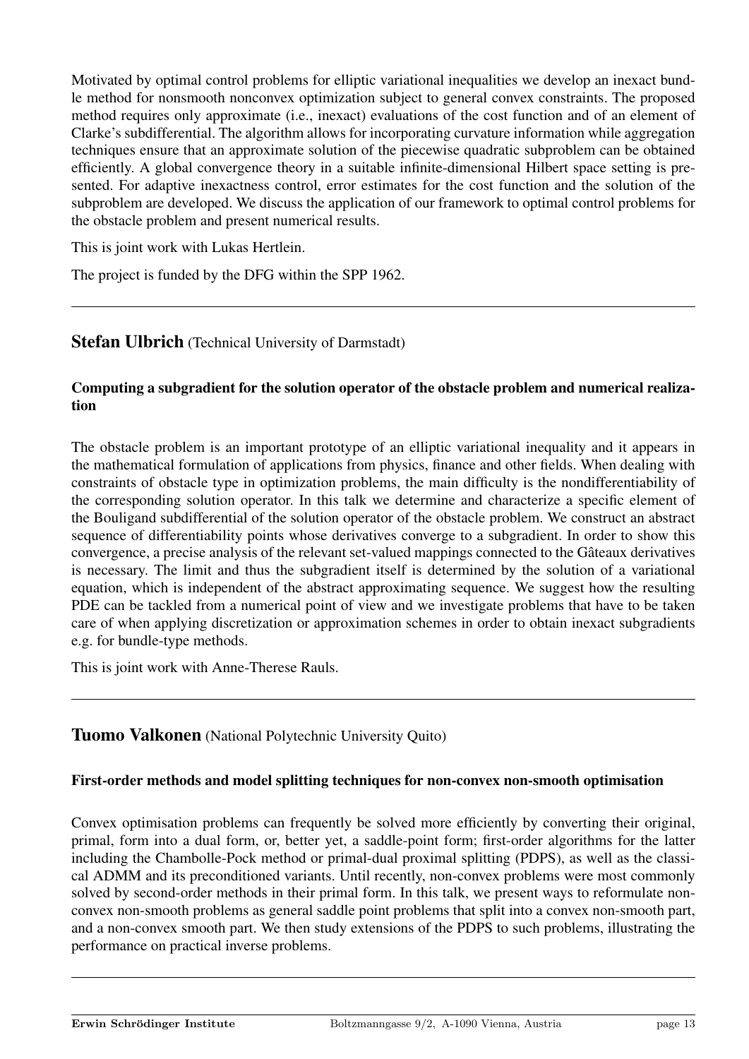Motivated by optimal control problems for elliptic variational inequalities we develop an inexact bundle method for nonsmooth nonconvex optimization subject to general convex constraints. The proposed method requires only approximate (i.e., inexact) evaluations of the cost function and of an element of Clarke's subdifferential. The algorithm allows for incorporating curvature information while aggregation techniques ensure that an approximate solution of the piecewise quadratic subproblem can be obtained efficiently. A global convergence theory in a suitable infinite-dimensional Hilbert space setting is presented. For adaptive inexactness control, error estimates for the cost function and the solution of the subproblem are developed. We discuss the application of our framework to optimal control problems for the obstacle problem and present numerical results.

This is joint work with Lukas Hertlein.

The project is funded by the DFG within the SPP 1962.

---

## **Stefan Ulbrich** (Technical University of Darmstadt)

### Computing a subgradient for the solution operator of the obstacle problem and numerical realization

The obstacle problem is an important prototype of an elliptic variational inequality and it appears in the mathematical formulation of applications from physics, finance and other fields. When dealing with constraints of obstacle type in optimization problems, the main difficulty is the nondifferentiability of the corresponding solution operator. In this talk we determine and characterize a specific element of the Bouligand subdifferential of the solution operator of the obstacle problem. We construct an abstract sequence of differentiability points whose derivatives converge to a subgradient. In order to show this convergence, a precise analysis of the relevant set-valued mappings connected to the Gâteaux derivatives is necessary. The limit and thus the subgradient itself is determined by the solution of a variational equation, which is independent of the abstract approximating sequence. We suggest how the resulting PDE can be tackled from a numerical point of view and we investigate problems that have to be taken care of when applying discretization or approximation schemes in order to obtain inexact subgradients e.g. for bundle-type methods.

This is joint work with Anne-Therese Rauls.

---

## **Tuomo Valkonen** (National Polytechnic University Quito)

### First-order methods and model splitting techniques for non-convex non-smooth optimisation

Convex optimisation problems can frequently be solved more efficiently by converting their original, primal, form into a dual form, or, better yet, a saddle-point form; first-order algorithms for the latter including the Chambolle-Pock method or primal-dual proximal splitting (PDPS), as well as the classical ADMM and its preconditioned variants. Until recently, non-convex problems were most commonly solved by second-order methods in their primal form. In this talk, we present ways to reformulate non-convex non-smooth problems as general saddle point problems that split into a convex non-smooth part, and a non-convex smooth part. We then study extensions of the PDPS to such problems, illustrating the performance on practical inverse problems.

---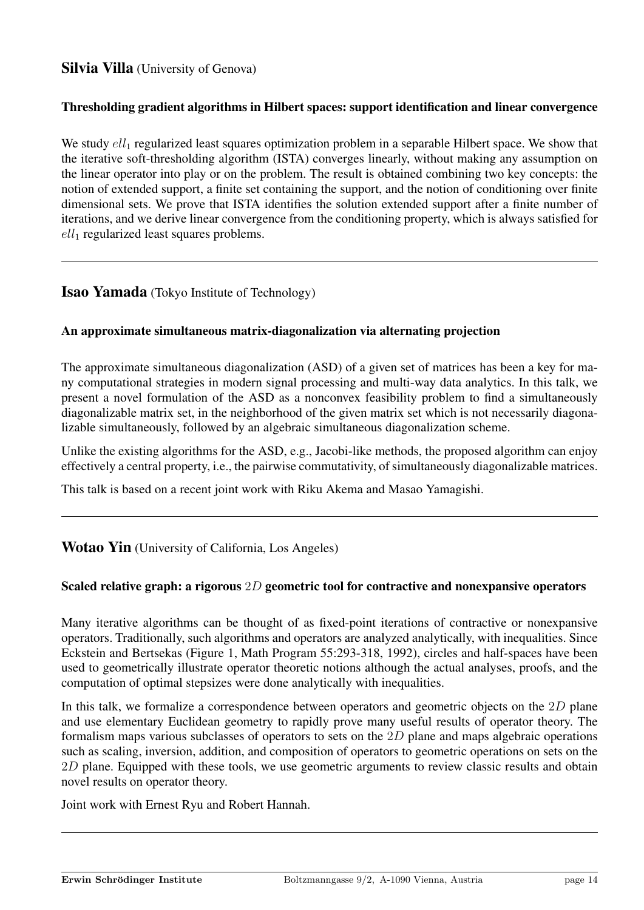## Silvia Villa (University of Genova)

### Thresholding gradient algorithms in Hilbert spaces: support identification and linear convergence

We study $ell_1$ regularized least squares optimization problem in a separable Hilbert space. We show that the iterative soft-thresholding algorithm (ISTA) converges linearly, without making any assumption on the linear operator into play or on the problem. The result is obtained combining two key concepts: the notion of extended support, a finite set containing the support, and the notion of conditioning over finite dimensional sets. We prove that ISTA identifies the solution extended support after a finite number of iterations, and we derive linear convergence from the conditioning property, which is always satisfied for $ell_1$ regularized least squares problems.

---

## Isao Yamada (Tokyo Institute of Technology)

### An approximate simultaneous matrix-diagonalization via alternating projection

The approximate simultaneous diagonalization (ASD) of a given set of matrices has been a key for many computational strategies in modern signal processing and multi-way data analytics. In this talk, we present a novel formulation of the ASD as a nonconvex feasibility problem to find a simultaneously diagonalizable matrix set, in the neighborhood of the given matrix set which is not necessarily diagonalizable simultaneously, followed by an algebraic simultaneous diagonalization scheme.

Unlike the existing algorithms for the ASD, e.g., Jacobi-like methods, the proposed algorithm can enjoy effectively a central property, i.e., the pairwise commutativity, of simultaneously diagonalizable matrices.

This talk is based on a recent joint work with Riku Akema and Masao Yamagishi.

---

## Wotao Yin (University of California, Los Angeles)

### Scaled relative graph: a rigorous $2D$ geometric tool for contractive and nonexpansive operators

Many iterative algorithms can be thought of as fixed-point iterations of contractive or nonexpansive operators. Traditionally, such algorithms and operators are analyzed analytically, with inequalities. Since Eckstein and Bertsekas (Figure 1, Math Program 55:293-318, 1992), circles and half-spaces have been used to geometrically illustrate operator theoretic notions although the actual analyses, proofs, and the computation of optimal stepsizes were done analytically with inequalities.

In this talk, we formalize a correspondence between operators and geometric objects on the $2D$ plane and use elementary Euclidean geometry to rapidly prove many useful results of operator theory. The formalism maps various subclasses of operators to sets on the $2D$ plane and maps algebraic operations such as scaling, inversion, addition, and composition of operators to geometric operations on sets on the $2D$ plane. Equipped with these tools, we use geometric arguments to review classic results and obtain novel results on operator theory.

Joint work with Ernest Ryu and Robert Hannah.

---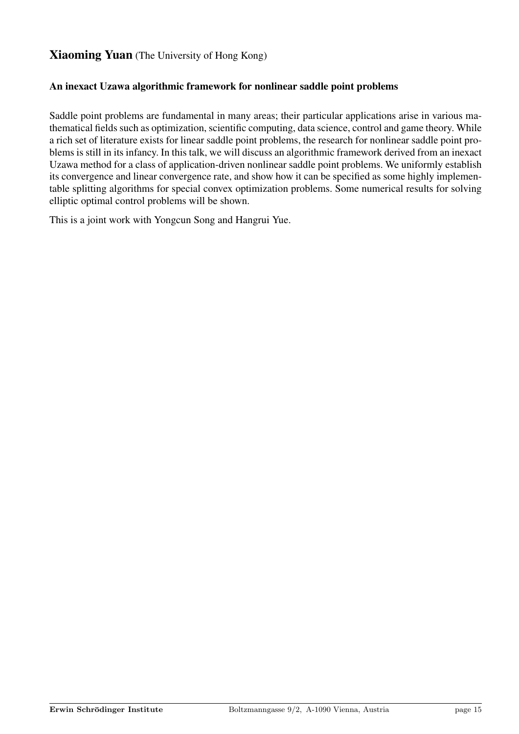## Xiaoming Yuan (The University of Hong Kong)

### An inexact Uzawa algorithmic framework for nonlinear saddle point problems

Saddle point problems are fundamental in many areas; their particular applications arise in various mathematical fields such as optimization, scientific computing, data science, control and game theory. While a rich set of literature exists for linear saddle point problems, the research for nonlinear saddle point problems is still in its infancy. In this talk, we will discuss an algorithmic framework derived from an inexact Uzawa method for a class of application-driven nonlinear saddle point problems. We uniformly establish its convergence and linear convergence rate, and show how it can be specified as some highly implementable splitting algorithms for special convex optimization problems. Some numerical results for solving elliptic optimal control problems will be shown.

This is a joint work with Yongcun Song and Hangrui Yue.